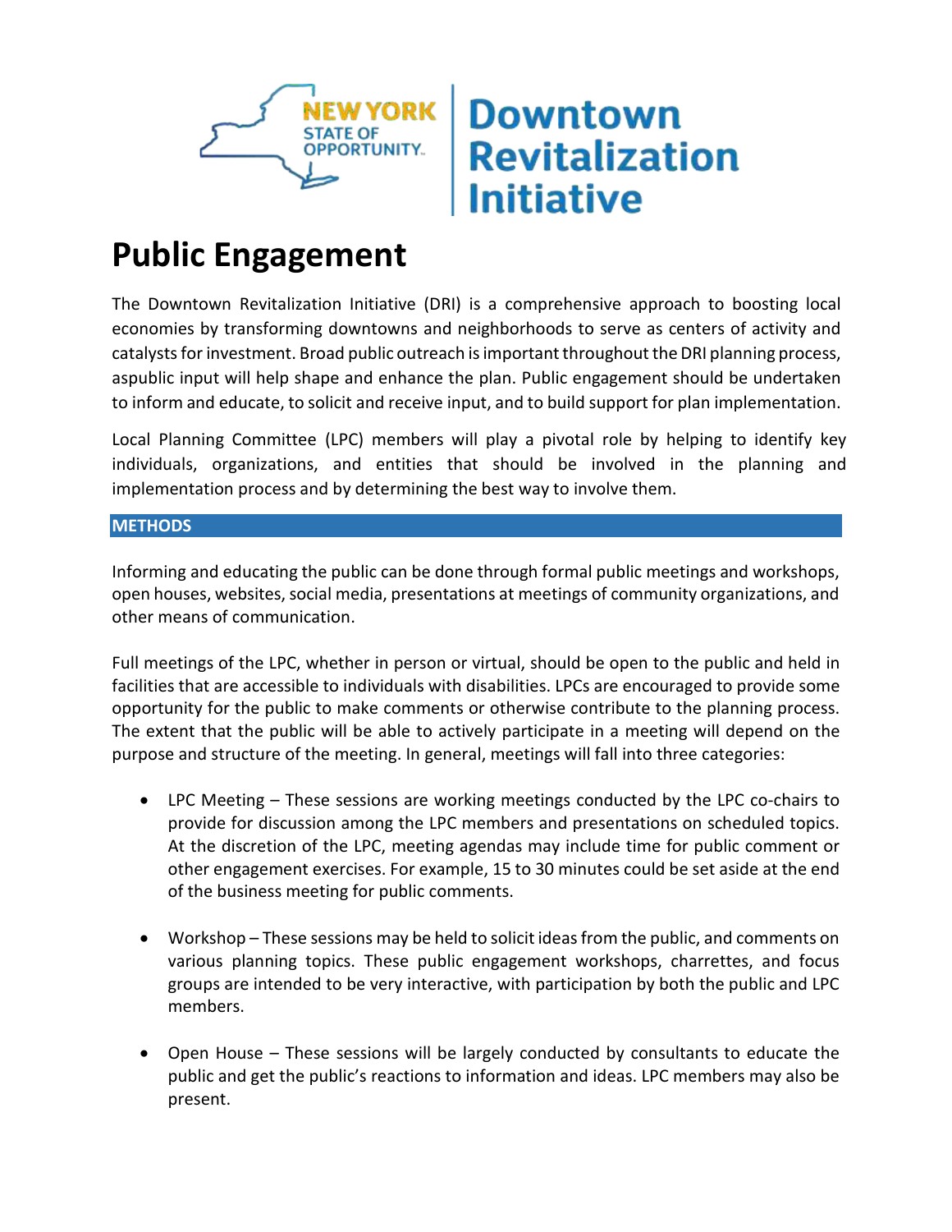NEW YORK STATE OF OPPORTUNITY. | Downtown Revitalization Initiative

# Public Engagement

The Downtown Revitalization Initiative (DRI) is a comprehensive approach to boosting local economies by transforming downtowns and neighborhoods to serve as centers of activity and catalysts for investment. Broad public outreach is important throughout the DRI planning process, aspublic input will help shape and enhance the plan. Public engagement should be undertaken to inform and educate, to solicit and receive input, and to build support for plan implementation.

Local Planning Committee (LPC) members will play a pivotal role by helping to identify key individuals, organizations, and entities that should be involved in the planning and implementation process and by determining the best way to involve them.

## METHODS

Informing and educating the public can be done through formal public meetings and workshops, open houses, websites, social media, presentations at meetings of community organizations, and other means of communication.

Full meetings of the LPC, whether in person or virtual, should be open to the public and held in facilities that are accessible to individuals with disabilities. LPCs are encouraged to provide some opportunity for the public to make comments or otherwise contribute to the planning process. The extent that the public will be able to actively participate in a meeting will depend on the purpose and structure of the meeting. In general, meetings will fall into three categories:

- LPC Meeting – These sessions are working meetings conducted by the LPC co-chairs to provide for discussion among the LPC members and presentations on scheduled topics. At the discretion of the LPC, meeting agendas may include time for public comment or other engagement exercises. For example, 15 to 30 minutes could be set aside at the end of the business meeting for public comments.

- Workshop – These sessions may be held to solicit ideas from the public, and comments on various planning topics. These public engagement workshops, charrettes, and focus groups are intended to be very interactive, with participation by both the public and LPC members.

- Open House – These sessions will be largely conducted by consultants to educate the public and get the public's reactions to information and ideas. LPC members may also be present.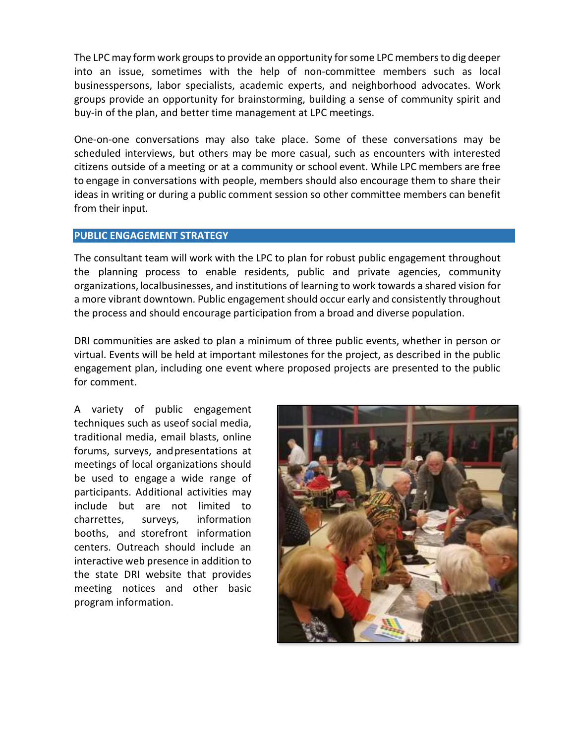The LPC may form work groups to provide an opportunity for some LPC members to dig deeper into an issue, sometimes with the help of non-committee members such as local businesspersons, labor specialists, academic experts, and neighborhood advocates. Work groups provide an opportunity for brainstorming, building a sense of community spirit and buy-in of the plan, and better time management at LPC meetings.

One-on-one conversations may also take place. Some of these conversations may be scheduled interviews, but others may be more casual, such as encounters with interested citizens outside of a meeting or at a community or school event. While LPC members are free to engage in conversations with people, members should also encourage them to share their ideas in writing or during a public comment session so other committee members can benefit from their input.

## PUBLIC ENGAGEMENT STRATEGY

The consultant team will work with the LPC to plan for robust public engagement throughout the planning process to enable residents, public and private agencies, community organizations, localbusinesses, and institutions of learning to work towards a shared vision for a more vibrant downtown. Public engagement should occur early and consistently throughout the process and should encourage participation from a broad and diverse population.

DRI communities are asked to plan a minimum of three public events, whether in person or virtual. Events will be held at important milestones for the project, as described in the public engagement plan, including one event where proposed projects are presented to the public for comment.

A variety of public engagement techniques such as useof social media, traditional media, email blasts, online forums, surveys, and presentations at meetings of local organizations should be used to engage a wide range of participants. Additional activities may include but are not limited to charrettes, surveys, information booths, and storefront information centers. Outreach should include an interactive web presence in addition to the state DRI website that provides meeting notices and other basic program information.